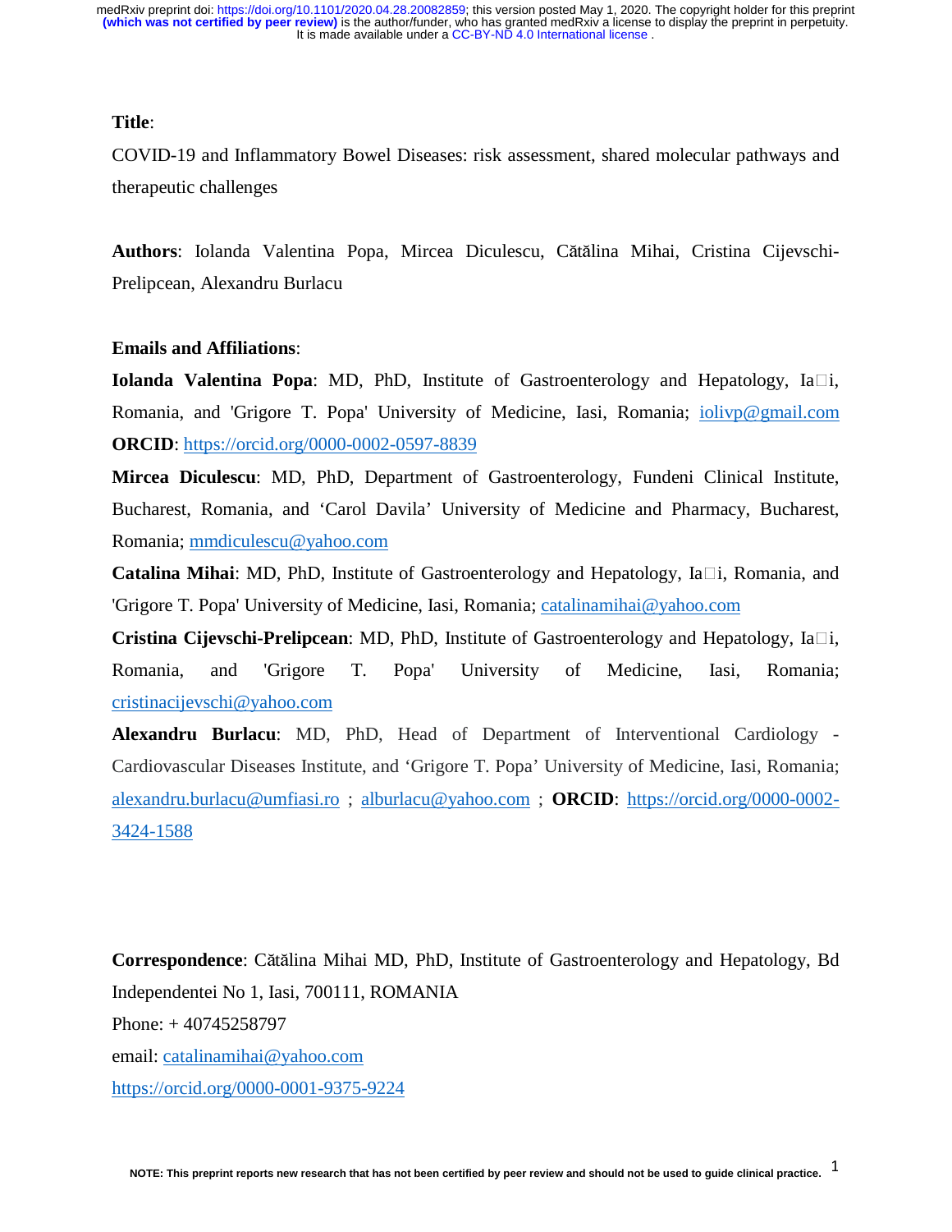**Title**:

COVID-19 and Inflammatory Bowel Diseases: risk assessment, shared molecular pathways and therapeutic challenges

**Authors**: Iolanda Valentina Popa, Mircea Diculescu, Cătălina Mihai, Cristina Cijevschi-Prelipcean, Alexandru Burlacu

**Emails and Affiliations**:

**Iolanda Valentina Popa**: MD, PhD, Institute of Gastroenterology and Hepatology, Ia□i, Romania, and 'Grigore T. Popa' University of Medicine, Iasi, Romania; iolivp@gmail.com
**ORCID**: https://orcid.org/0000-0002-0597-8839

**Mircea Diculescu**: MD, PhD, Department of Gastroenterology, Fundeni Clinical Institute, Bucharest, Romania, and 'Carol Davila' University of Medicine and Pharmacy, Bucharest, Romania; mmdiculescu@yahoo.com

**Catalina Mihai**: MD, PhD, Institute of Gastroenterology and Hepatology, Ia□i, Romania, and 'Grigore T. Popa' University of Medicine, Iasi, Romania; catalinamihai@yahoo.com

**Cristina Cijevschi-Prelipcean**: MD, PhD, Institute of Gastroenterology and Hepatology, Ia□i, Romania, and 'Grigore T. Popa' University of Medicine, Iasi, Romania; cristinacijevschi@yahoo.com

**Alexandru Burlacu**: MD, PhD, Head of Department of Interventional Cardiology - Cardiovascular Diseases Institute, and 'Grigore T. Popa' University of Medicine, Iasi, Romania; alexandru.burlacu@umfiasi.ro ; alburlacu@yahoo.com ; **ORCID**: https://orcid.org/0000-0002-3424-1588

**Correspondence**: Cătălina Mihai MD, PhD, Institute of Gastroenterology and Hepatology, Bd Independentei No 1, Iasi, 700111, ROMANIA

Phone: + 40745258797

email: catalinamihai@yahoo.com

https://orcid.org/0000-0001-9375-9224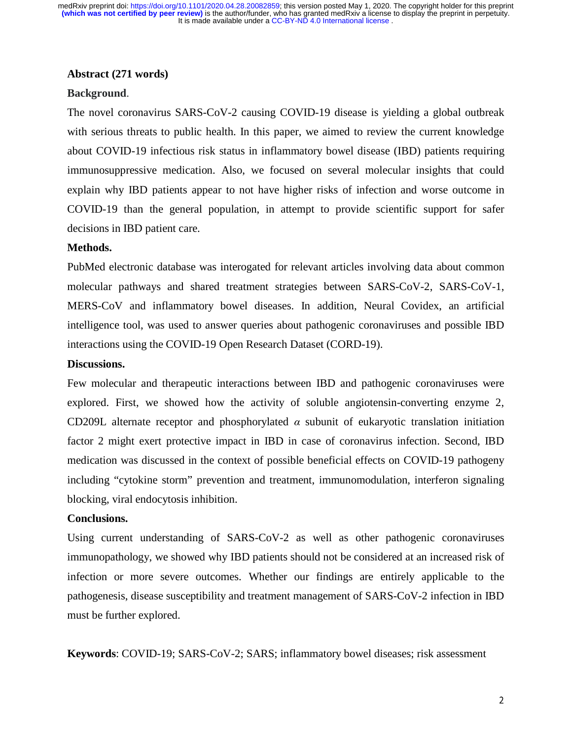**Abstract (271 words)**

**Background**.

The novel coronavirus SARS-CoV-2 causing COVID-19 disease is yielding a global outbreak with serious threats to public health. In this paper, we aimed to review the current knowledge about COVID-19 infectious risk status in inflammatory bowel disease (IBD) patients requiring immunosuppressive medication. Also, we focused on several molecular insights that could explain why IBD patients appear to not have higher risks of infection and worse outcome in COVID-19 than the general population, in attempt to provide scientific support for safer decisions in IBD patient care.

**Methods.**

PubMed electronic database was interogated for relevant articles involving data about common molecular pathways and shared treatment strategies between SARS-CoV-2, SARS-CoV-1, MERS-CoV and inflammatory bowel diseases. In addition, Neural Covidex, an artificial intelligence tool, was used to answer queries about pathogenic coronaviruses and possible IBD interactions using the COVID-19 Open Research Dataset (CORD-19).

**Discussions.**

Few molecular and therapeutic interactions between IBD and pathogenic coronaviruses were explored. First, we showed how the activity of soluble angiotensin-converting enzyme 2, CD209L alternate receptor and phosphorylated $\alpha$ subunit of eukaryotic translation initiation factor 2 might exert protective impact in IBD in case of coronavirus infection. Second, IBD medication was discussed in the context of possible beneficial effects on COVID-19 pathogeny including "cytokine storm" prevention and treatment, immunomodulation, interferon signaling blocking, viral endocytosis inhibition.

**Conclusions.**

Using current understanding of SARS-CoV-2 as well as other pathogenic coronaviruses immunopathology, we showed why IBD patients should not be considered at an increased risk of infection or more severe outcomes. Whether our findings are entirely applicable to the pathogenesis, disease susceptibility and treatment management of SARS-CoV-2 infection in IBD must be further explored.

**Keywords**: COVID-19; SARS-CoV-2; SARS; inflammatory bowel diseases; risk assessment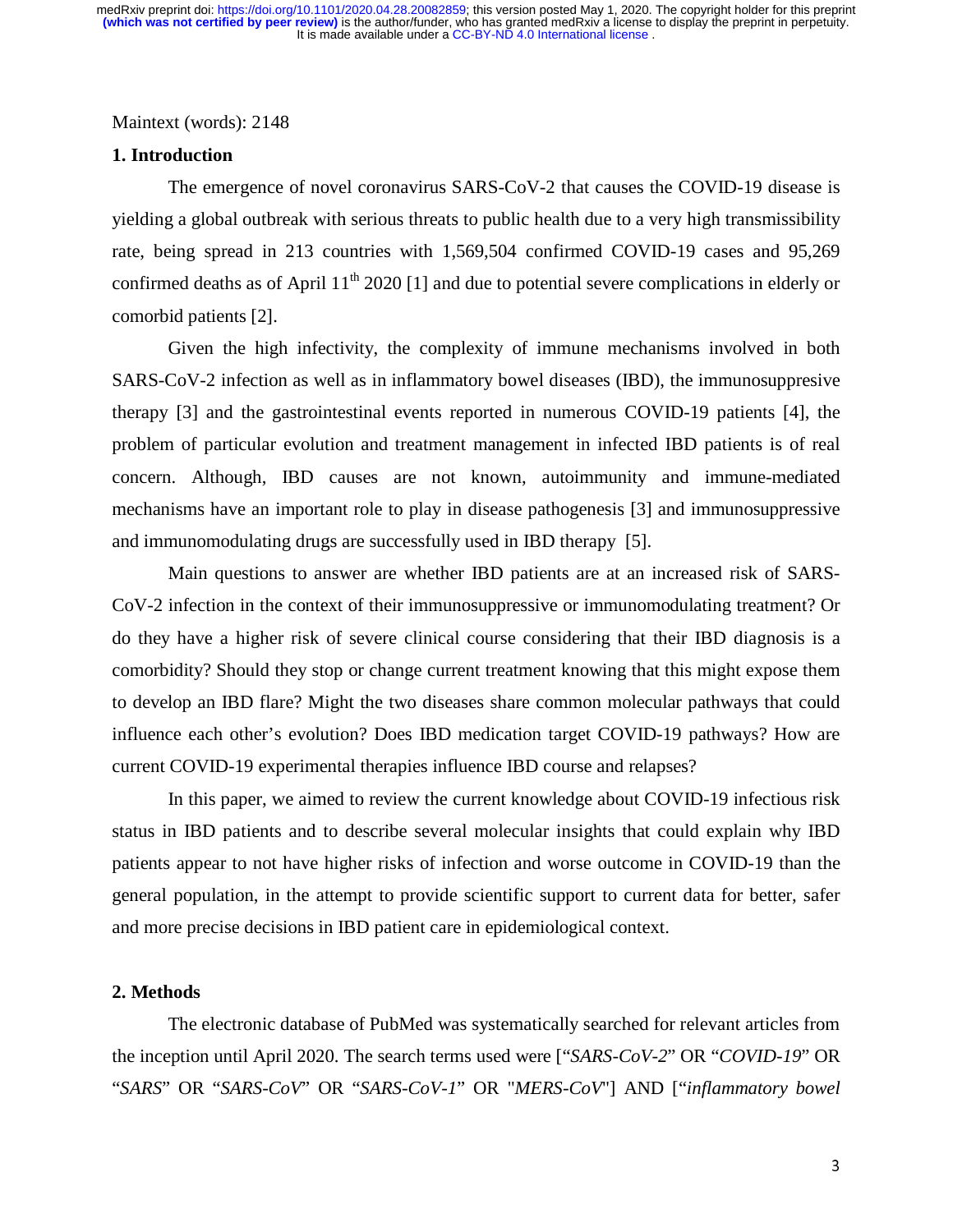Maintext (words): 2148

## 1. Introduction

The emergence of novel coronavirus SARS-CoV-2 that causes the COVID-19 disease is yielding a global outbreak with serious threats to public health due to a very high transmissibility rate, being spread in 213 countries with 1,569,504 confirmed COVID-19 cases and 95,269 confirmed deaths as of April 11$^{th}$ 2020 [1] and due to potential severe complications in elderly or comorbid patients [2].

Given the high infectivity, the complexity of immune mechanisms involved in both SARS-CoV-2 infection as well as in inflammatory bowel diseases (IBD), the immunosuppresive therapy [3] and the gastrointestinal events reported in numerous COVID-19 patients [4], the problem of particular evolution and treatment management in infected IBD patients is of real concern. Although, IBD causes are not known, autoimmunity and immune-mediated mechanisms have an important role to play in disease pathogenesis [3] and immunosuppressive and immunomodulating drugs are successfully used in IBD therapy [5].

Main questions to answer are whether IBD patients are at an increased risk of SARS-CoV-2 infection in the context of their immunosuppressive or immunomodulating treatment? Or do they have a higher risk of severe clinical course considering that their IBD diagnosis is a comorbidity? Should they stop or change current treatment knowing that this might expose them to develop an IBD flare? Might the two diseases share common molecular pathways that could influence each other's evolution? Does IBD medication target COVID-19 pathways? How are current COVID-19 experimental therapies influence IBD course and relapses?

In this paper, we aimed to review the current knowledge about COVID-19 infectious risk status in IBD patients and to describe several molecular insights that could explain why IBD patients appear to not have higher risks of infection and worse outcome in COVID-19 than the general population, in the attempt to provide scientific support to current data for better, safer and more precise decisions in IBD patient care in epidemiological context.

## 2. Methods

The electronic database of PubMed was systematically searched for relevant articles from the inception until April 2020. The search terms used were ["*SARS-CoV-2*" OR "*COVID-19*" OR "*SARS*" OR "*SARS-CoV*" OR "*SARS-CoV-1*" OR "*MERS-CoV*"] AND ["*inflammatory bowel*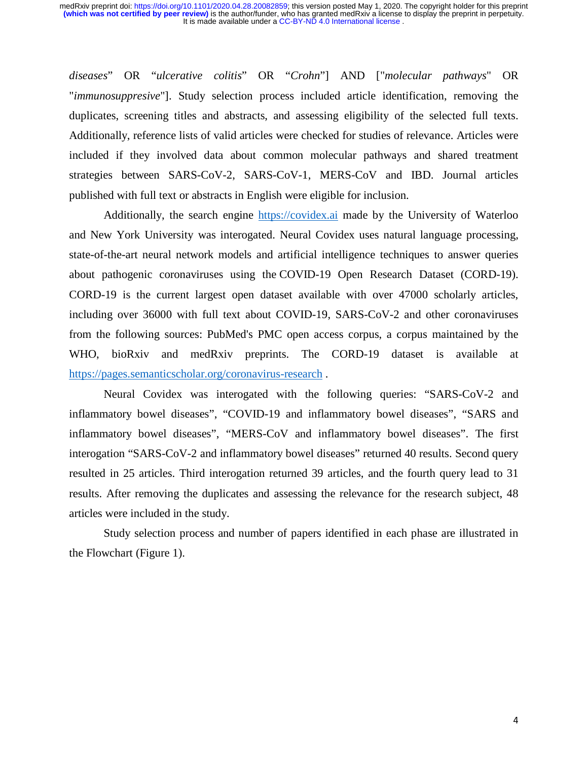*diseases*" OR "*ulcerative colitis*" OR "*Crohn*"] AND ["*molecular pathways*" OR "*immunosuppresive*"]. Study selection process included article identification, removing the duplicates, screening titles and abstracts, and assessing eligibility of the selected full texts. Additionally, reference lists of valid articles were checked for studies of relevance. Articles were included if they involved data about common molecular pathways and shared treatment strategies between SARS-CoV-2, SARS-CoV-1, MERS-CoV and IBD. Journal articles published with full text or abstracts in English were eligible for inclusion.

Additionally, the search engine https://covidex.ai made by the University of Waterloo and New York University was interogated. Neural Covidex uses natural language processing, state-of-the-art neural network models and artificial intelligence techniques to answer queries about pathogenic coronaviruses using the COVID-19 Open Research Dataset (CORD-19). CORD-19 is the current largest open dataset available with over 47000 scholarly articles, including over 36000 with full text about COVID-19, SARS-CoV-2 and other coronaviruses from the following sources: PubMed's PMC open access corpus, a corpus maintained by the WHO, bioRxiv and medRxiv preprints. The CORD-19 dataset is available at https://pages.semanticscholar.org/coronavirus-research .

Neural Covidex was interogated with the following queries: "SARS-CoV-2 and inflammatory bowel diseases", "COVID-19 and inflammatory bowel diseases", "SARS and inflammatory bowel diseases", "MERS-CoV and inflammatory bowel diseases". The first interogation "SARS-CoV-2 and inflammatory bowel diseases" returned 40 results. Second query resulted in 25 articles. Third interogation returned 39 articles, and the fourth query lead to 31 results. After removing the duplicates and assessing the relevance for the research subject, 48 articles were included in the study.

Study selection process and number of papers identified in each phase are illustrated in the Flowchart (Figure 1).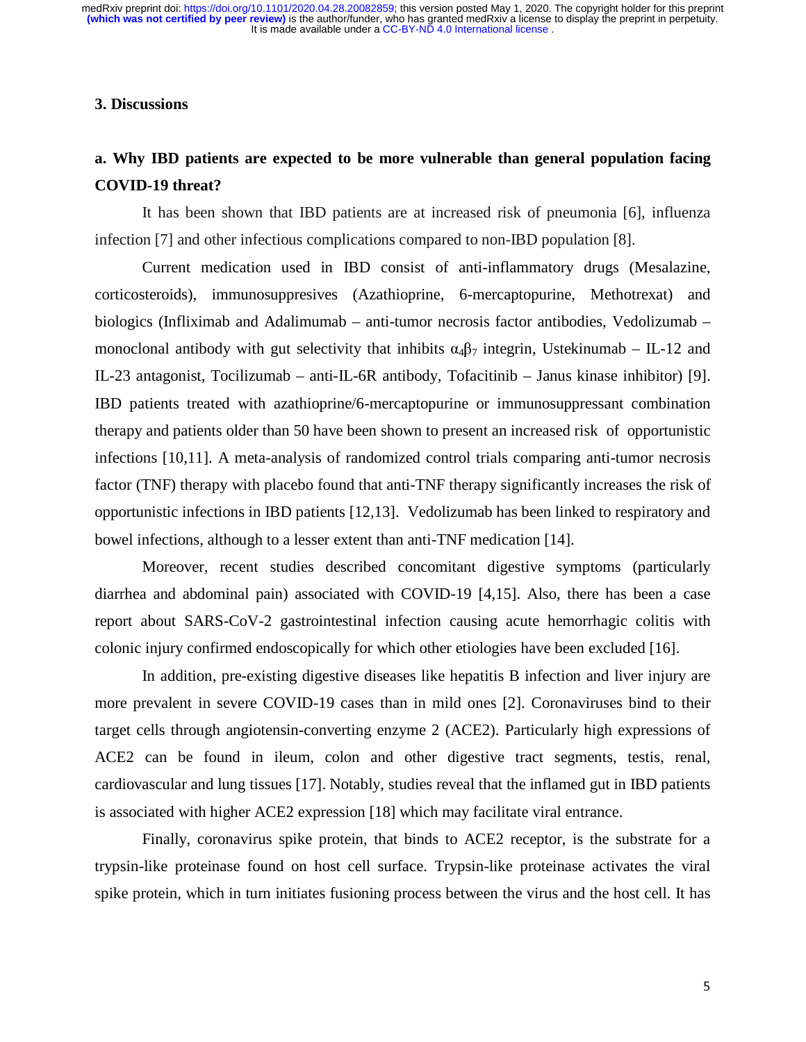## 3. Discussions

### a. Why IBD patients are expected to be more vulnerable than general population facing COVID-19 threat?

It has been shown that IBD patients are at increased risk of pneumonia [6], influenza infection [7] and other infectious complications compared to non-IBD population [8].

Current medication used in IBD consist of anti-inflammatory drugs (Mesalazine, corticosteroids), immunosuppresives (Azathioprine, 6-mercaptopurine, Methotrexat) and biologics (Infliximab and Adalimumab – anti-tumor necrosis factor antibodies, Vedolizumab – monoclonal antibody with gut selectivity that inhibits $\alpha_4\beta_7$ integrin, Ustekinumab – IL-12 and IL-23 antagonist, Tocilizumab – anti-IL-6R antibody, Tofacitinib – Janus kinase inhibitor) [9]. IBD patients treated with azathioprine/6-mercaptopurine or immunosuppressant combination therapy and patients older than 50 have been shown to present an increased risk of opportunistic infections [10,11]. A meta-analysis of randomized control trials comparing anti-tumor necrosis factor (TNF) therapy with placebo found that anti-TNF therapy significantly increases the risk of opportunistic infections in IBD patients [12,13]. Vedolizumab has been linked to respiratory and bowel infections, although to a lesser extent than anti-TNF medication [14].

Moreover, recent studies described concomitant digestive symptoms (particularly diarrhea and abdominal pain) associated with COVID-19 [4,15]. Also, there has been a case report about SARS-CoV-2 gastrointestinal infection causing acute hemorrhagic colitis with colonic injury confirmed endoscopically for which other etiologies have been excluded [16].

In addition, pre-existing digestive diseases like hepatitis B infection and liver injury are more prevalent in severe COVID-19 cases than in mild ones [2]. Coronaviruses bind to their target cells through angiotensin-converting enzyme 2 (ACE2). Particularly high expressions of ACE2 can be found in ileum, colon and other digestive tract segments, testis, renal, cardiovascular and lung tissues [17]. Notably, studies reveal that the inflamed gut in IBD patients is associated with higher ACE2 expression [18] which may facilitate viral entrance.

Finally, coronavirus spike protein, that binds to ACE2 receptor, is the substrate for a trypsin-like proteinase found on host cell surface. Trypsin-like proteinase activates the viral spike protein, which in turn initiates fusioning process between the virus and the host cell. It has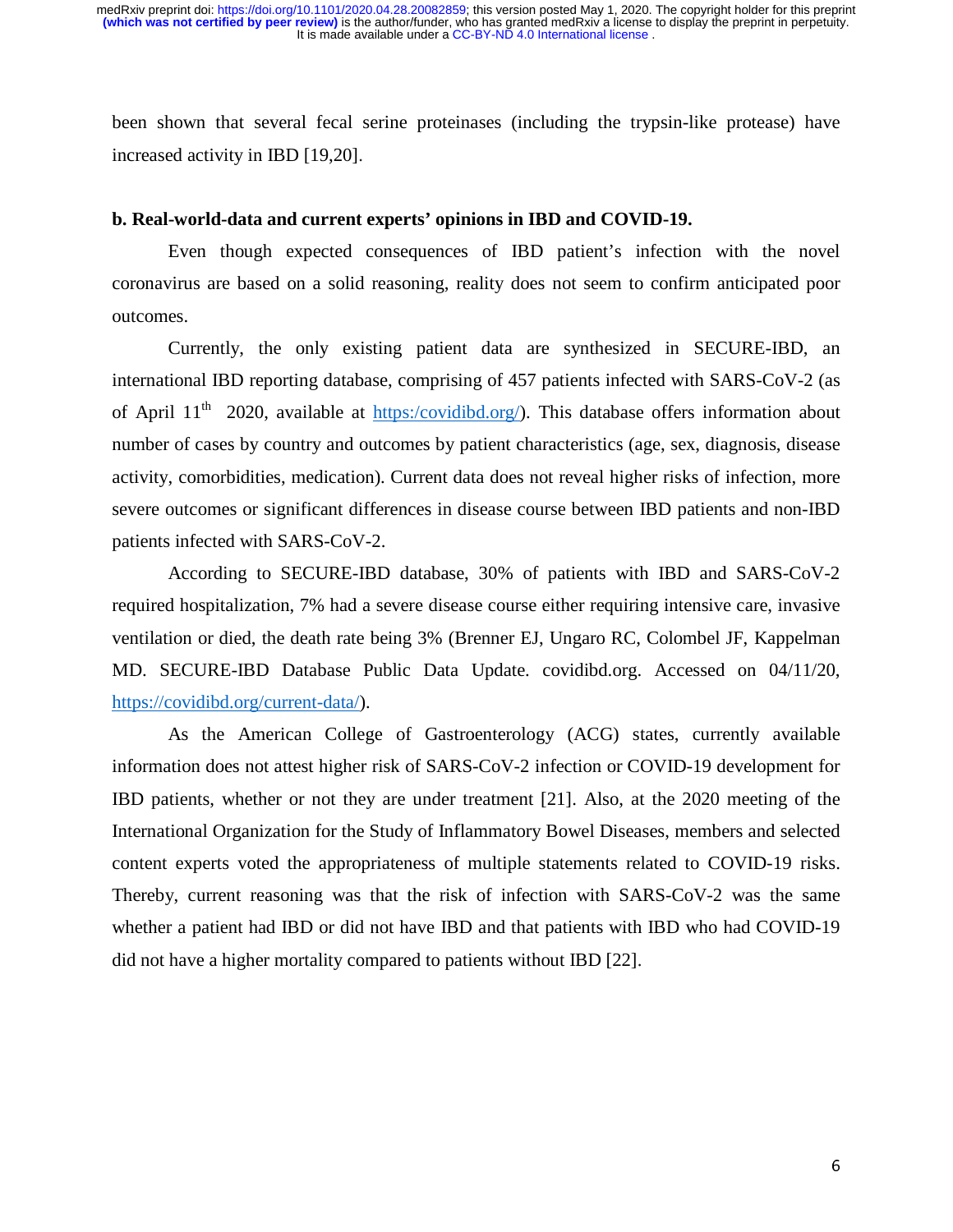been shown that several fecal serine proteinases (including the trypsin-like protease) have increased activity in IBD [19,20].

**b. Real-world-data and current experts' opinions in IBD and COVID-19.**

Even though expected consequences of IBD patient's infection with the novel coronavirus are based on a solid reasoning, reality does not seem to confirm anticipated poor outcomes.

Currently, the only existing patient data are synthesized in SECURE-IBD, an international IBD reporting database, comprising of 457 patients infected with SARS-CoV-2 (as of April 11th 2020, available at https:/covidibd.org/). This database offers information about number of cases by country and outcomes by patient characteristics (age, sex, diagnosis, disease activity, comorbidities, medication). Current data does not reveal higher risks of infection, more severe outcomes or significant differences in disease course between IBD patients and non-IBD patients infected with SARS-CoV-2.

According to SECURE-IBD database, 30% of patients with IBD and SARS-CoV-2 required hospitalization, 7% had a severe disease course either requiring intensive care, invasive ventilation or died, the death rate being 3% (Brenner EJ, Ungaro RC, Colombel JF, Kappelman MD. SECURE-IBD Database Public Data Update. covidibd.org. Accessed on 04/11/20, https://covidibd.org/current-data/).

As the American College of Gastroenterology (ACG) states, currently available information does not attest higher risk of SARS-CoV-2 infection or COVID-19 development for IBD patients, whether or not they are under treatment [21]. Also, at the 2020 meeting of the International Organization for the Study of Inflammatory Bowel Diseases, members and selected content experts voted the appropriateness of multiple statements related to COVID-19 risks. Thereby, current reasoning was that the risk of infection with SARS-CoV-2 was the same whether a patient had IBD or did not have IBD and that patients with IBD who had COVID-19 did not have a higher mortality compared to patients without IBD [22].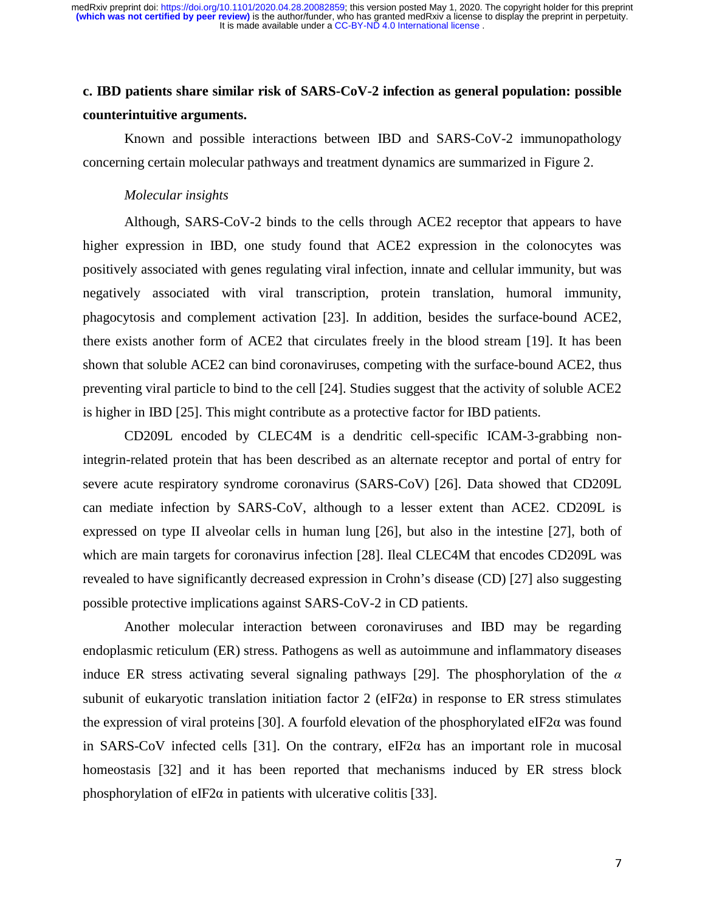**c. IBD patients share similar risk of SARS-CoV-2 infection as general population: possible counterintuitive arguments.**

Known and possible interactions between IBD and SARS-CoV-2 immunopathology concerning certain molecular pathways and treatment dynamics are summarized in Figure 2.

*Molecular insights*

Although, SARS-CoV-2 binds to the cells through ACE2 receptor that appears to have higher expression in IBD, one study found that ACE2 expression in the colonocytes was positively associated with genes regulating viral infection, innate and cellular immunity, but was negatively associated with viral transcription, protein translation, humoral immunity, phagocytosis and complement activation [23]. In addition, besides the surface-bound ACE2, there exists another form of ACE2 that circulates freely in the blood stream [19]. It has been shown that soluble ACE2 can bind coronaviruses, competing with the surface-bound ACE2, thus preventing viral particle to bind to the cell [24]. Studies suggest that the activity of soluble ACE2 is higher in IBD [25]. This might contribute as a protective factor for IBD patients.

CD209L encoded by CLEC4M is a dendritic cell-specific ICAM-3-grabbing non-integrin-related protein that has been described as an alternate receptor and portal of entry for severe acute respiratory syndrome coronavirus (SARS-CoV) [26]. Data showed that CD209L can mediate infection by SARS-CoV, although to a lesser extent than ACE2. CD209L is expressed on type II alveolar cells in human lung [26], but also in the intestine [27], both of which are main targets for coronavirus infection [28]. Ileal CLEC4M that encodes CD209L was revealed to have significantly decreased expression in Crohn's disease (CD) [27] also suggesting possible protective implications against SARS-CoV-2 in CD patients.

Another molecular interaction between coronaviruses and IBD may be regarding endoplasmic reticulum (ER) stress. Pathogens as well as autoimmune and inflammatory diseases induce ER stress activating several signaling pathways [29]. The phosphorylation of the $\alpha$ subunit of eukaryotic translation initiation factor 2 (eIF2$\alpha$) in response to ER stress stimulates the expression of viral proteins [30]. A fourfold elevation of the phosphorylated eIF2$\alpha$ was found in SARS-CoV infected cells [31]. On the contrary, eIF2$\alpha$ has an important role in mucosal homeostasis [32] and it has been reported that mechanisms induced by ER stress block phosphorylation of eIF2$\alpha$ in patients with ulcerative colitis [33].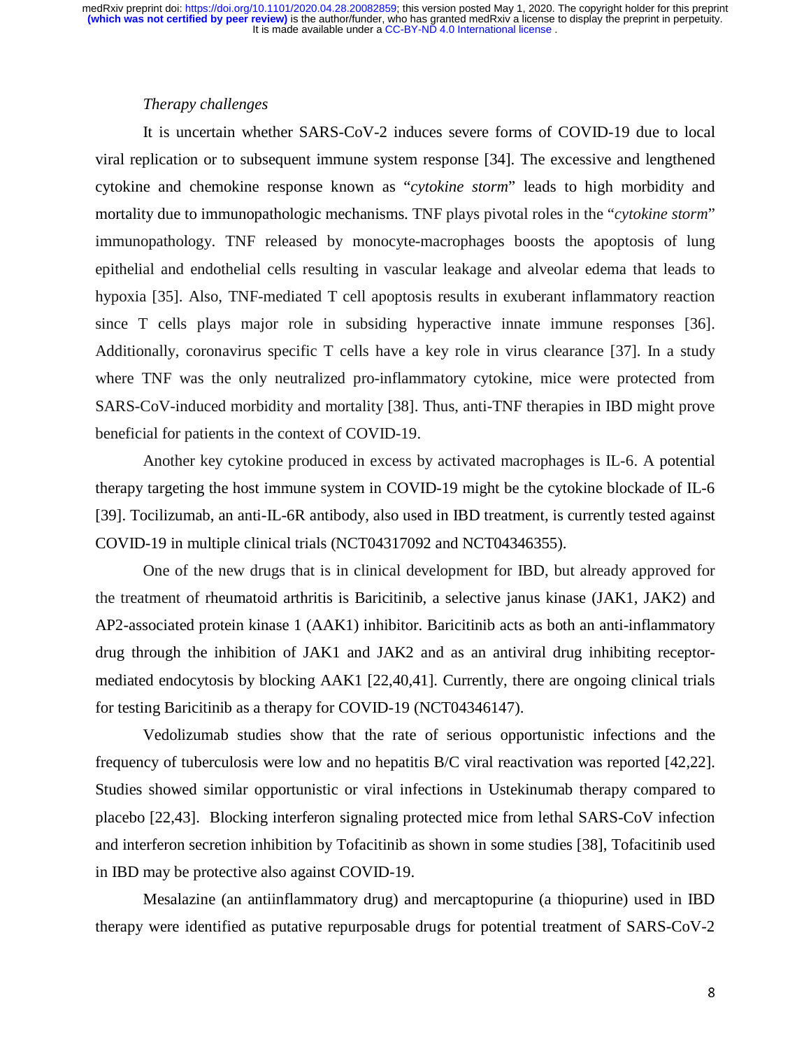*Therapy challenges*

It is uncertain whether SARS-CoV-2 induces severe forms of COVID-19 due to local viral replication or to subsequent immune system response [34]. The excessive and lengthened cytokine and chemokine response known as "*cytokine storm*" leads to high morbidity and mortality due to immunopathologic mechanisms. TNF plays pivotal roles in the "*cytokine storm*" immunopathology. TNF released by monocyte-macrophages boosts the apoptosis of lung epithelial and endothelial cells resulting in vascular leakage and alveolar edema that leads to hypoxia [35]. Also, TNF-mediated T cell apoptosis results in exuberant inflammatory reaction since T cells plays major role in subsiding hyperactive innate immune responses [36]. Additionally, coronavirus specific T cells have a key role in virus clearance [37]. In a study where TNF was the only neutralized pro-inflammatory cytokine, mice were protected from SARS-CoV-induced morbidity and mortality [38]. Thus, anti-TNF therapies in IBD might prove beneficial for patients in the context of COVID-19.

Another key cytokine produced in excess by activated macrophages is IL-6. A potential therapy targeting the host immune system in COVID-19 might be the cytokine blockade of IL-6 [39]. Tocilizumab, an anti-IL-6R antibody, also used in IBD treatment, is currently tested against COVID-19 in multiple clinical trials (NCT04317092 and NCT04346355).

One of the new drugs that is in clinical development for IBD, but already approved for the treatment of rheumatoid arthritis is Baricitinib, a selective janus kinase (JAK1, JAK2) and AP2-associated protein kinase 1 (AAK1) inhibitor. Baricitinib acts as both an anti-inflammatory drug through the inhibition of JAK1 and JAK2 and as an antiviral drug inhibiting receptor-mediated endocytosis by blocking AAK1 [22,40,41]. Currently, there are ongoing clinical trials for testing Baricitinib as a therapy for COVID-19 (NCT04346147).

Vedolizumab studies show that the rate of serious opportunistic infections and the frequency of tuberculosis were low and no hepatitis B/C viral reactivation was reported [42,22]. Studies showed similar opportunistic or viral infections in Ustekinumab therapy compared to placebo [22,43]. Blocking interferon signaling protected mice from lethal SARS-CoV infection and interferon secretion inhibition by Tofacitinib as shown in some studies [38], Tofacitinib used in IBD may be protective also against COVID-19.

Mesalazine (an antiinflammatory drug) and mercaptopurine (a thiopurine) used in IBD therapy were identified as putative repurposable drugs for potential treatment of SARS-CoV-2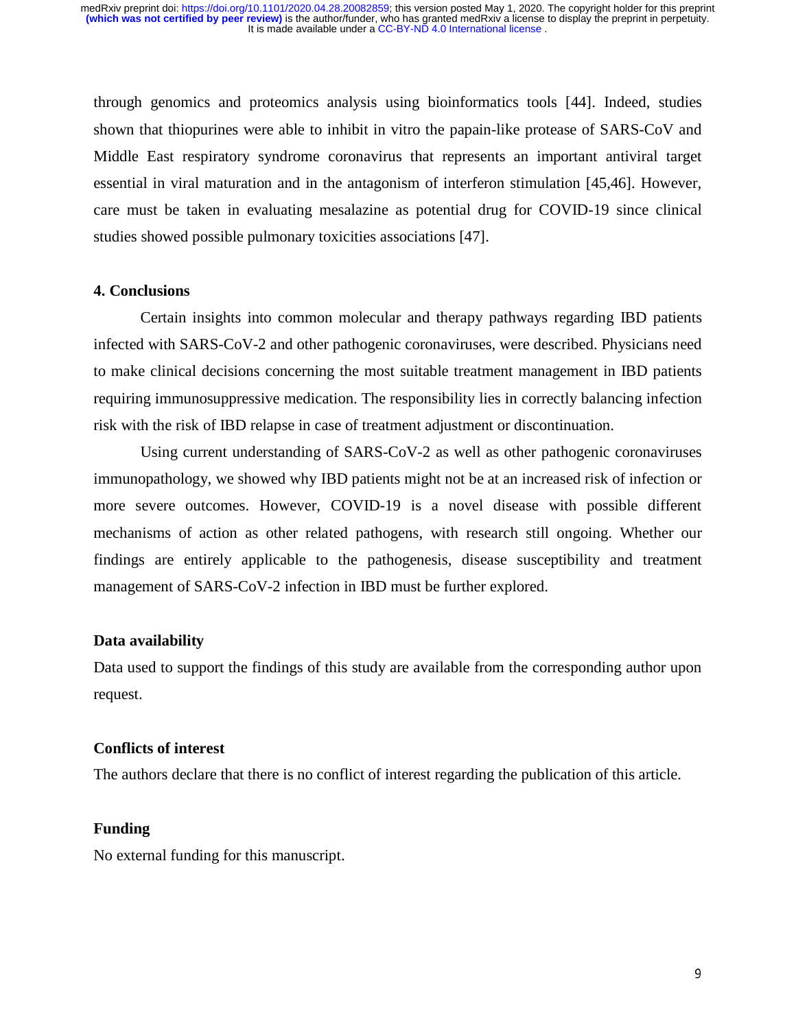through genomics and proteomics analysis using bioinformatics tools [44]. Indeed, studies shown that thiopurines were able to inhibit in vitro the papain-like protease of SARS-CoV and Middle East respiratory syndrome coronavirus that represents an important antiviral target essential in viral maturation and in the antagonism of interferon stimulation [45,46]. However, care must be taken in evaluating mesalazine as potential drug for COVID-19 since clinical studies showed possible pulmonary toxicities associations [47].

## 4. Conclusions

Certain insights into common molecular and therapy pathways regarding IBD patients infected with SARS-CoV-2 and other pathogenic coronaviruses, were described. Physicians need to make clinical decisions concerning the most suitable treatment management in IBD patients requiring immunosuppressive medication. The responsibility lies in correctly balancing infection risk with the risk of IBD relapse in case of treatment adjustment or discontinuation.

Using current understanding of SARS-CoV-2 as well as other pathogenic coronaviruses immunopathology, we showed why IBD patients might not be at an increased risk of infection or more severe outcomes. However, COVID-19 is a novel disease with possible different mechanisms of action as other related pathogens, with research still ongoing. Whether our findings are entirely applicable to the pathogenesis, disease susceptibility and treatment management of SARS-CoV-2 infection in IBD must be further explored.

## Data availability

Data used to support the findings of this study are available from the corresponding author upon request.

## Conflicts of interest

The authors declare that there is no conflict of interest regarding the publication of this article.

## Funding

No external funding for this manuscript.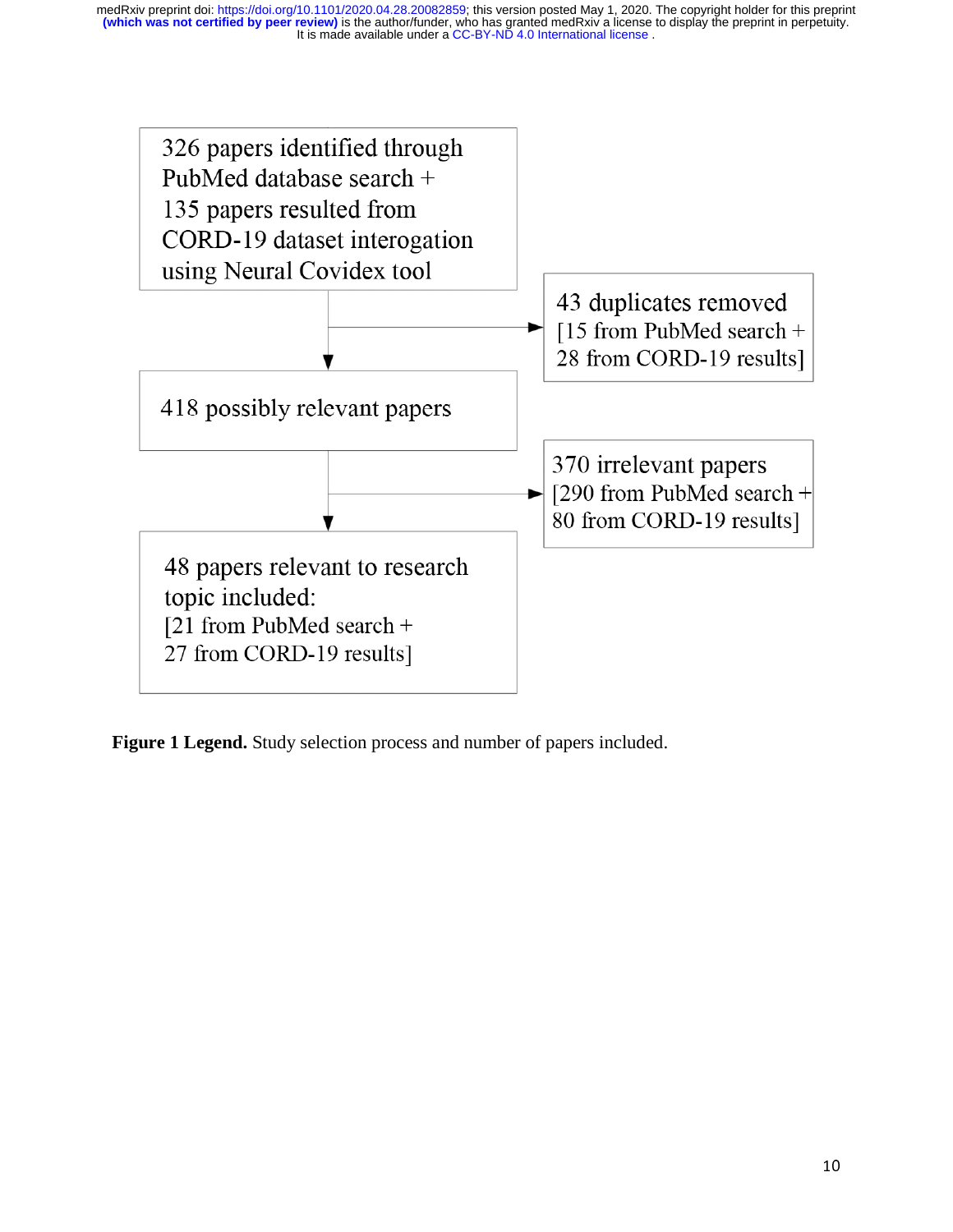326 papers identified through PubMed database search + 135 papers resulted from CORD-19 dataset interogation using Neural Covidex tool

43 duplicates removed [15 from PubMed search + 28 from CORD-19 results]

418 possibly relevant papers

370 irrelevant papers [290 from PubMed search + 80 from CORD-19 results]

48 papers relevant to research topic included: [21 from PubMed search + 27 from CORD-19 results]

**Figure 1 Legend.** Study selection process and number of papers included.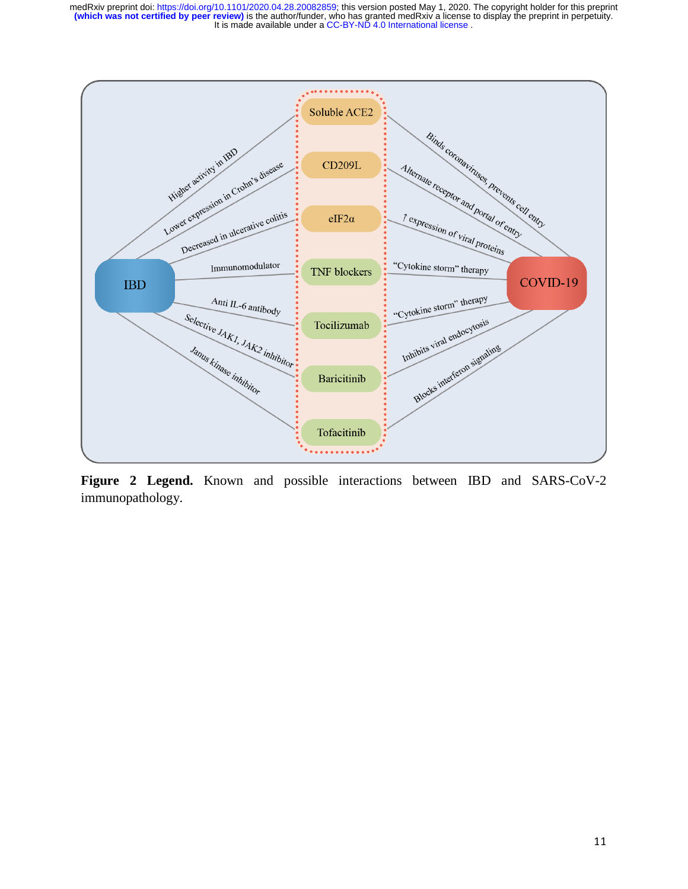**Figure 2 Legend.** Known and possible interactions between IBD and SARS-CoV-2 immunopathology.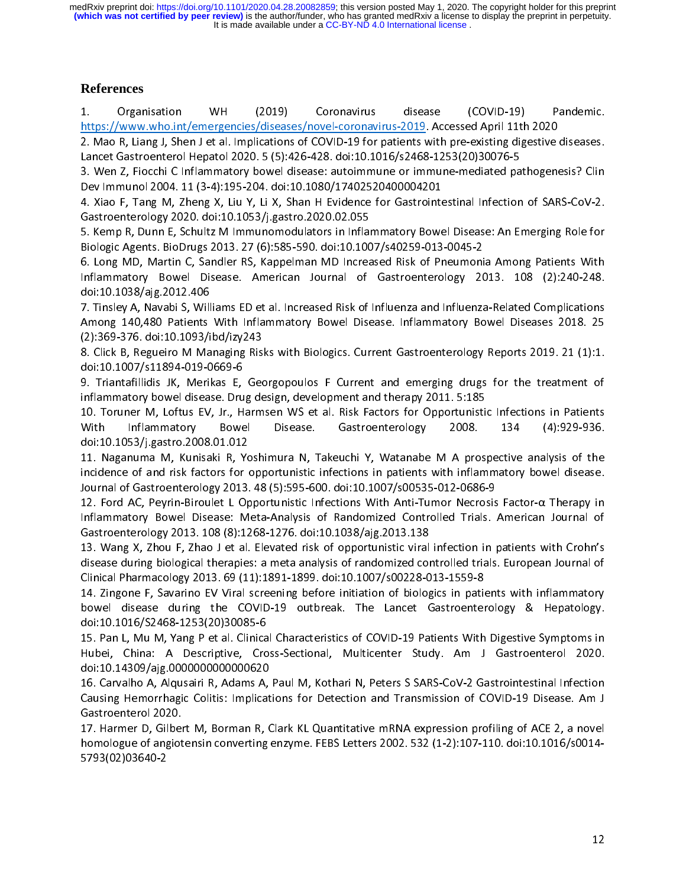## References

1. Organisation WH (2019) Coronavirus disease (COVID-19) Pandemic. https://www.who.int/emergencies/diseases/novel-coronavirus-2019. Accessed April 11th 2020

2. Mao R, Liang J, Shen J et al. Implications of COVID-19 for patients with pre-existing digestive diseases. Lancet Gastroenterol Hepatol 2020. 5 (5):426-428. doi:10.1016/s2468-1253(20)30076-5

3. Wen Z, Fiocchi C Inflammatory bowel disease: autoimmune or immune-mediated pathogenesis? Clin Dev Immunol 2004. 11 (3-4):195-204. doi:10.1080/17402520400004201

4. Xiao F, Tang M, Zheng X, Liu Y, Li X, Shan H Evidence for Gastrointestinal Infection of SARS-CoV-2. Gastroenterology 2020. doi:10.1053/j.gastro.2020.02.055

5. Kemp R, Dunn E, Schultz M Immunomodulators in Inflammatory Bowel Disease: An Emerging Role for Biologic Agents. BioDrugs 2013. 27 (6):585-590. doi:10.1007/s40259-013-0045-2

6. Long MD, Martin C, Sandler RS, Kappelman MD Increased Risk of Pneumonia Among Patients With Inflammatory Bowel Disease. American Journal of Gastroenterology 2013. 108 (2):240-248. doi:10.1038/ajg.2012.406

7. Tinsley A, Navabi S, Williams ED et al. Increased Risk of Influenza and Influenza-Related Complications Among 140,480 Patients With Inflammatory Bowel Disease. Inflammatory Bowel Diseases 2018. 25 (2):369-376. doi:10.1093/ibd/izy243

8. Click B, Regueiro M Managing Risks with Biologics. Current Gastroenterology Reports 2019. 21 (1):1. doi:10.1007/s11894-019-0669-6

9. Triantafillidis JK, Merikas E, Georgopoulos F Current and emerging drugs for the treatment of inflammatory bowel disease. Drug design, development and therapy 2011. 5:185

10. Toruner M, Loftus EV, Jr., Harmsen WS et al. Risk Factors for Opportunistic Infections in Patients With Inflammatory Bowel Disease. Gastroenterology 2008. 134 (4):929-936. doi:10.1053/j.gastro.2008.01.012

11. Naganuma M, Kunisaki R, Yoshimura N, Takeuchi Y, Watanabe M A prospective analysis of the incidence of and risk factors for opportunistic infections in patients with inflammatory bowel disease. Journal of Gastroenterology 2013. 48 (5):595-600. doi:10.1007/s00535-012-0686-9

12. Ford AC, Peyrin-Biroulet L Opportunistic Infections With Anti-Tumor Necrosis Factor-α Therapy in Inflammatory Bowel Disease: Meta-Analysis of Randomized Controlled Trials. American Journal of Gastroenterology 2013. 108 (8):1268-1276. doi:10.1038/ajg.2013.138

13. Wang X, Zhou F, Zhao J et al. Elevated risk of opportunistic viral infection in patients with Crohn's disease during biological therapies: a meta analysis of randomized controlled trials. European Journal of Clinical Pharmacology 2013. 69 (11):1891-1899. doi:10.1007/s00228-013-1559-8

14. Zingone F, Savarino EV Viral screening before initiation of biologics in patients with inflammatory bowel disease during the COVID-19 outbreak. The Lancet Gastroenterology & Hepatology. doi:10.1016/S2468-1253(20)30085-6

15. Pan L, Mu M, Yang P et al. Clinical Characteristics of COVID-19 Patients With Digestive Symptoms in Hubei, China: A Descriptive, Cross-Sectional, Multicenter Study. Am J Gastroenterol 2020. doi:10.14309/ajg.0000000000000620

16. Carvalho A, Alqusairi R, Adams A, Paul M, Kothari N, Peters S SARS-CoV-2 Gastrointestinal Infection Causing Hemorrhagic Colitis: Implications for Detection and Transmission of COVID-19 Disease. Am J Gastroenterol 2020.

17. Harmer D, Gilbert M, Borman R, Clark KL Quantitative mRNA expression profiling of ACE 2, a novel homologue of angiotensin converting enzyme. FEBS Letters 2002. 532 (1-2):107-110. doi:10.1016/s0014-5793(02)03640-2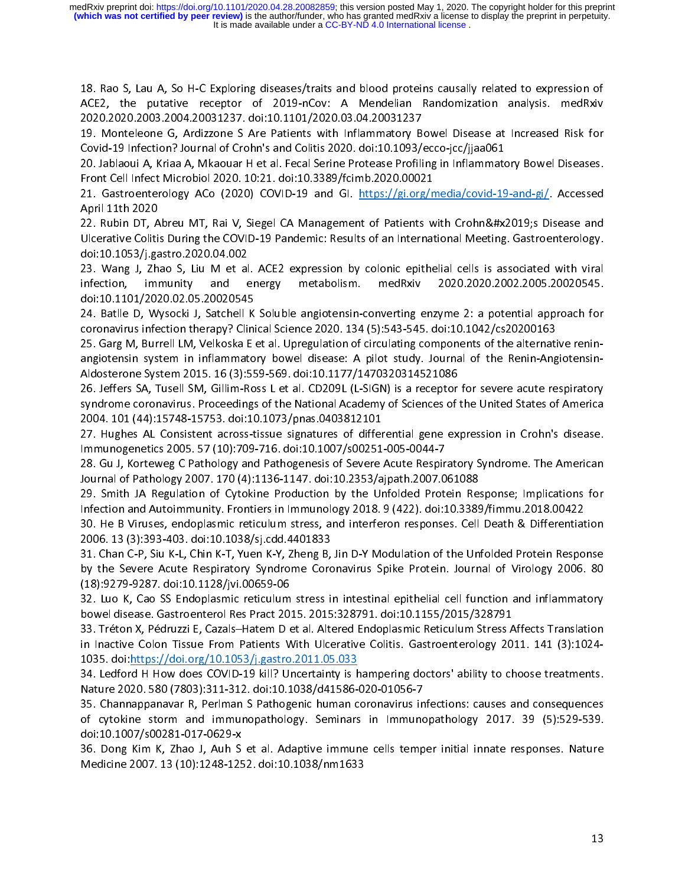18. Rao S, Lau A, So H-C Exploring diseases/traits and blood proteins causally related to expression of ACE2, the putative receptor of 2019-nCov: A Mendelian Randomization analysis. medRxiv 2020.2020.2003.2004.20031237. doi:10.1101/2020.03.04.20031237

19. Monteleone G, Ardizzone S Are Patients with Inflammatory Bowel Disease at Increased Risk for Covid-19 Infection? Journal of Crohn's and Colitis 2020. doi:10.1093/ecco-jcc/jjaa061

20. Jablaoui A, Kriaa A, Mkaouar H et al. Fecal Serine Protease Profiling in Inflammatory Bowel Diseases. Front Cell Infect Microbiol 2020. 10:21. doi:10.3389/fcimb.2020.00021

21. Gastroenterology ACo (2020) COVID-19 and GI. https://gi.org/media/covid-19-and-gi/. Accessed April 11th 2020

22. Rubin DT, Abreu MT, Rai V, Siegel CA Management of Patients with Crohn&#x2019;s Disease and Ulcerative Colitis During the COVID-19 Pandemic: Results of an International Meeting. Gastroenterology. doi:10.1053/j.gastro.2020.04.002

23. Wang J, Zhao S, Liu M et al. ACE2 expression by colonic epithelial cells is associated with viral infection, immunity and energy metabolism. medRxiv 2020.2020.2002.2005.20020545. doi:10.1101/2020.02.05.20020545

24. Batlle D, Wysocki J, Satchell K Soluble angiotensin-converting enzyme 2: a potential approach for coronavirus infection therapy? Clinical Science 2020. 134 (5):543-545. doi:10.1042/cs20200163

25. Garg M, Burrell LM, Velkoska E et al. Upregulation of circulating components of the alternative renin-angiotensin system in inflammatory bowel disease: A pilot study. Journal of the Renin-Angiotensin-Aldosterone System 2015. 16 (3):559-569. doi:10.1177/1470320314521086

26. Jeffers SA, Tusell SM, Gillim-Ross L et al. CD209L (L-SIGN) is a receptor for severe acute respiratory syndrome coronavirus. Proceedings of the National Academy of Sciences of the United States of America 2004. 101 (44):15748-15753. doi:10.1073/pnas.0403812101

27. Hughes AL Consistent across-tissue signatures of differential gene expression in Crohn's disease. Immunogenetics 2005. 57 (10):709-716. doi:10.1007/s00251-005-0044-7

28. Gu J, Korteweg C Pathology and Pathogenesis of Severe Acute Respiratory Syndrome. The American Journal of Pathology 2007. 170 (4):1136-1147. doi:10.2353/ajpath.2007.061088

29. Smith JA Regulation of Cytokine Production by the Unfolded Protein Response; Implications for Infection and Autoimmunity. Frontiers in Immunology 2018. 9 (422). doi:10.3389/fimmu.2018.00422

30. He B Viruses, endoplasmic reticulum stress, and interferon responses. Cell Death & Differentiation 2006. 13 (3):393-403. doi:10.1038/sj.cdd.4401833

31. Chan C-P, Siu K-L, Chin K-T, Yuen K-Y, Zheng B, Jin D-Y Modulation of the Unfolded Protein Response by the Severe Acute Respiratory Syndrome Coronavirus Spike Protein. Journal of Virology 2006. 80 (18):9279-9287. doi:10.1128/jvi.00659-06

32. Luo K, Cao SS Endoplasmic reticulum stress in intestinal epithelial cell function and inflammatory bowel disease. Gastroenterol Res Pract 2015. 2015:328791. doi:10.1155/2015/328791

33. Tréton X, Pédruzzi E, Cazals–Hatem D et al. Altered Endoplasmic Reticulum Stress Affects Translation in Inactive Colon Tissue From Patients With Ulcerative Colitis. Gastroenterology 2011. 141 (3):1024-1035. doi:https://doi.org/10.1053/j.gastro.2011.05.033

34. Ledford H How does COVID-19 kill? Uncertainty is hampering doctors' ability to choose treatments. Nature 2020. 580 (7803):311-312. doi:10.1038/d41586-020-01056-7

35. Channappanavar R, Perlman S Pathogenic human coronavirus infections: causes and consequences of cytokine storm and immunopathology. Seminars in Immunopathology 2017. 39 (5):529-539. doi:10.1007/s00281-017-0629-x

36. Dong Kim K, Zhao J, Auh S et al. Adaptive immune cells temper initial innate responses. Nature Medicine 2007. 13 (10):1248-1252. doi:10.1038/nm1633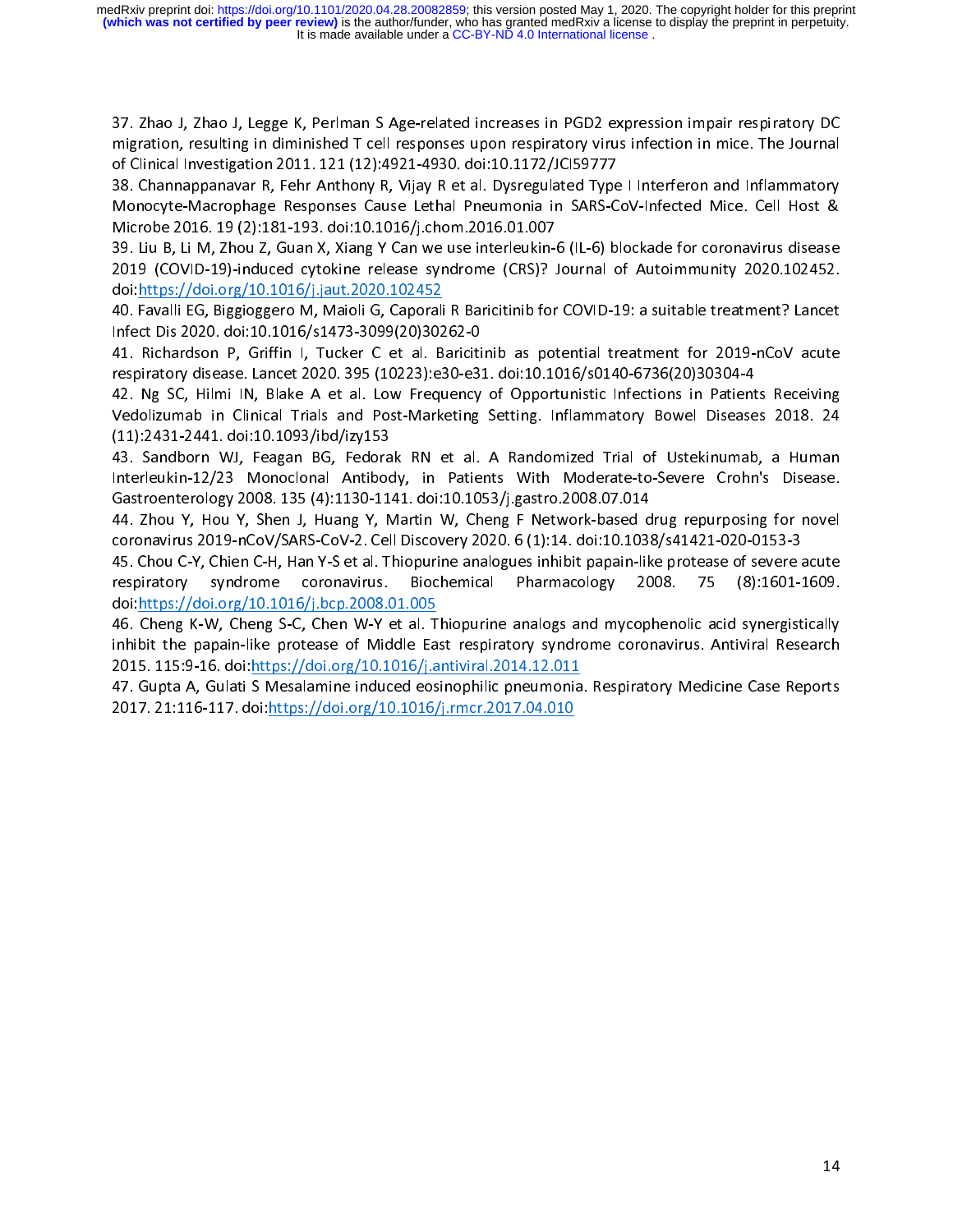37. Zhao J, Zhao J, Legge K, Perlman S Age-related increases in PGD2 expression impair respiratory DC migration, resulting in diminished T cell responses upon respiratory virus infection in mice. The Journal of Clinical Investigation 2011. 121 (12):4921-4930. doi:10.1172/JCI59777

38. Channappanavar R, Fehr Anthony R, Vijay R et al. Dysregulated Type I Interferon and Inflammatory Monocyte-Macrophage Responses Cause Lethal Pneumonia in SARS-CoV-Infected Mice. Cell Host & Microbe 2016. 19 (2):181-193. doi:10.1016/j.chom.2016.01.007

39. Liu B, Li M, Zhou Z, Guan X, Xiang Y Can we use interleukin-6 (IL-6) blockade for coronavirus disease 2019 (COVID-19)-induced cytokine release syndrome (CRS)? Journal of Autoimmunity 2020.102452. doi:https://doi.org/10.1016/j.jaut.2020.102452

40. Favalli EG, Biggioggero M, Maioli G, Caporali R Baricitinib for COVID-19: a suitable treatment? Lancet Infect Dis 2020. doi:10.1016/s1473-3099(20)30262-0

41. Richardson P, Griffin I, Tucker C et al. Baricitinib as potential treatment for 2019-nCoV acute respiratory disease. Lancet 2020. 395 (10223):e30-e31. doi:10.1016/s0140-6736(20)30304-4

42. Ng SC, Hilmi IN, Blake A et al. Low Frequency of Opportunistic Infections in Patients Receiving Vedolizumab in Clinical Trials and Post-Marketing Setting. Inflammatory Bowel Diseases 2018. 24 (11):2431-2441. doi:10.1093/ibd/izy153

43. Sandborn WJ, Feagan BG, Fedorak RN et al. A Randomized Trial of Ustekinumab, a Human Interleukin-12/23 Monoclonal Antibody, in Patients With Moderate-to-Severe Crohn's Disease. Gastroenterology 2008. 135 (4):1130-1141. doi:10.1053/j.gastro.2008.07.014

44. Zhou Y, Hou Y, Shen J, Huang Y, Martin W, Cheng F Network-based drug repurposing for novel coronavirus 2019-nCoV/SARS-CoV-2. Cell Discovery 2020. 6 (1):14. doi:10.1038/s41421-020-0153-3

45. Chou C-Y, Chien C-H, Han Y-S et al. Thiopurine analogues inhibit papain-like protease of severe acute respiratory syndrome coronavirus. Biochemical Pharmacology 2008. 75 (8):1601-1609. doi:https://doi.org/10.1016/j.bcp.2008.01.005

46. Cheng K-W, Cheng S-C, Chen W-Y et al. Thiopurine analogs and mycophenolic acid synergistically inhibit the papain-like protease of Middle East respiratory syndrome coronavirus. Antiviral Research 2015. 115:9-16. doi:https://doi.org/10.1016/j.antiviral.2014.12.011

47. Gupta A, Gulati S Mesalamine induced eosinophilic pneumonia. Respiratory Medicine Case Reports 2017. 21:116-117. doi:https://doi.org/10.1016/j.rmcr.2017.04.010